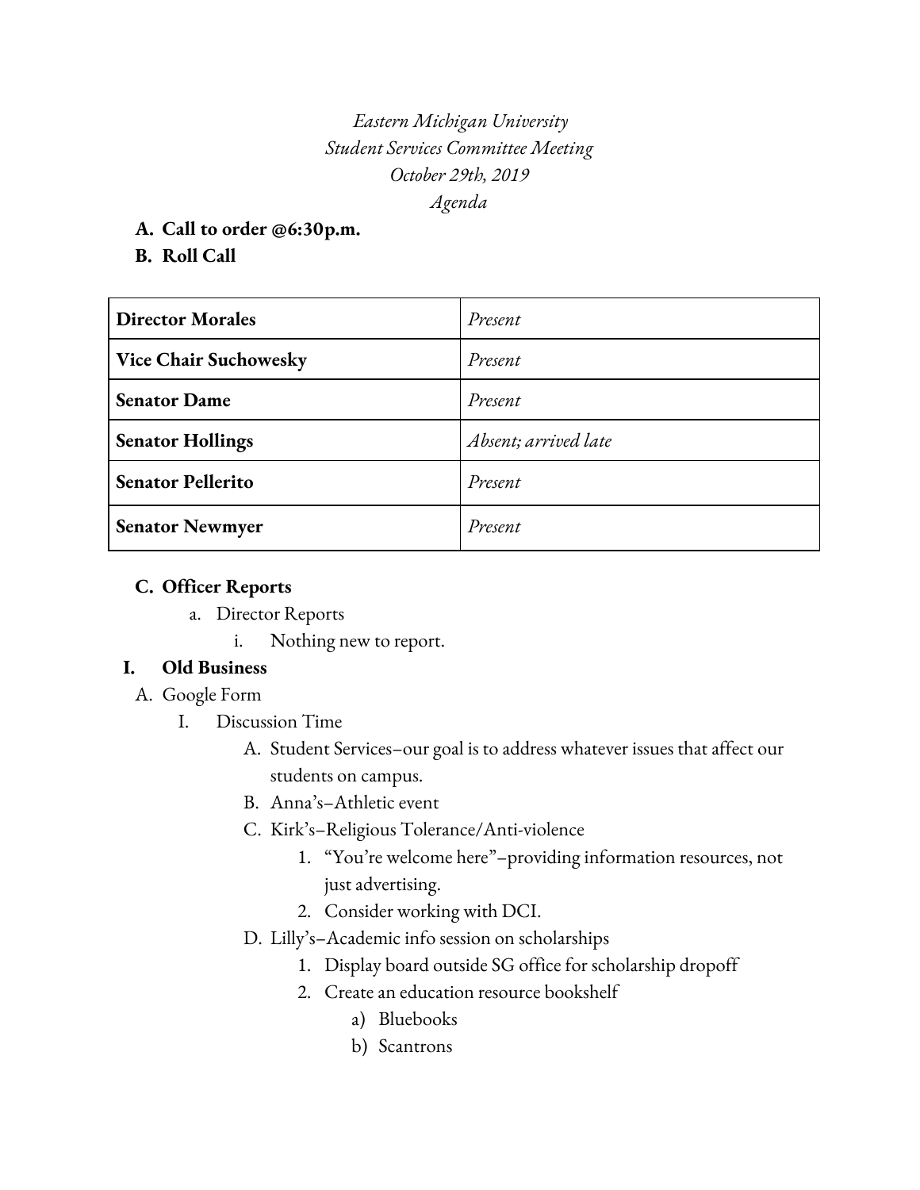*Eastern Michigan University*
*Student Services Committee Meeting*
*October 29th, 2019*
*Agenda*

**A. Call to order @6:30p.m.**

**B. Roll Call**

| **Director Morales** | *Present* |
|---|---|
| **Vice Chair Suchowesky** | *Present* |
| **Senator Dame** | *Present* |
| **Senator Hollings** | *Absent; arrived late* |
| **Senator Pellerito** | *Present* |
| **Senator Newmyer** | *Present* |

**C. Officer Reports**

a. Director Reports
   i. Nothing new to report.

**I. Old Business**

A. Google Form
   I. Discussion Time
      A. Student Services–our goal is to address whatever issues that affect our students on campus.
      B. Anna's–Athletic event
      C. Kirk's–Religious Tolerance/Anti-violence
         1. "You're welcome here"–providing information resources, not just advertising.
         2. Consider working with DCI.
      D. Lilly's–Academic info session on scholarships
         1. Display board outside SG office for scholarship dropoff
         2. Create an education resource bookshelf
            a) Bluebooks
            b) Scantrons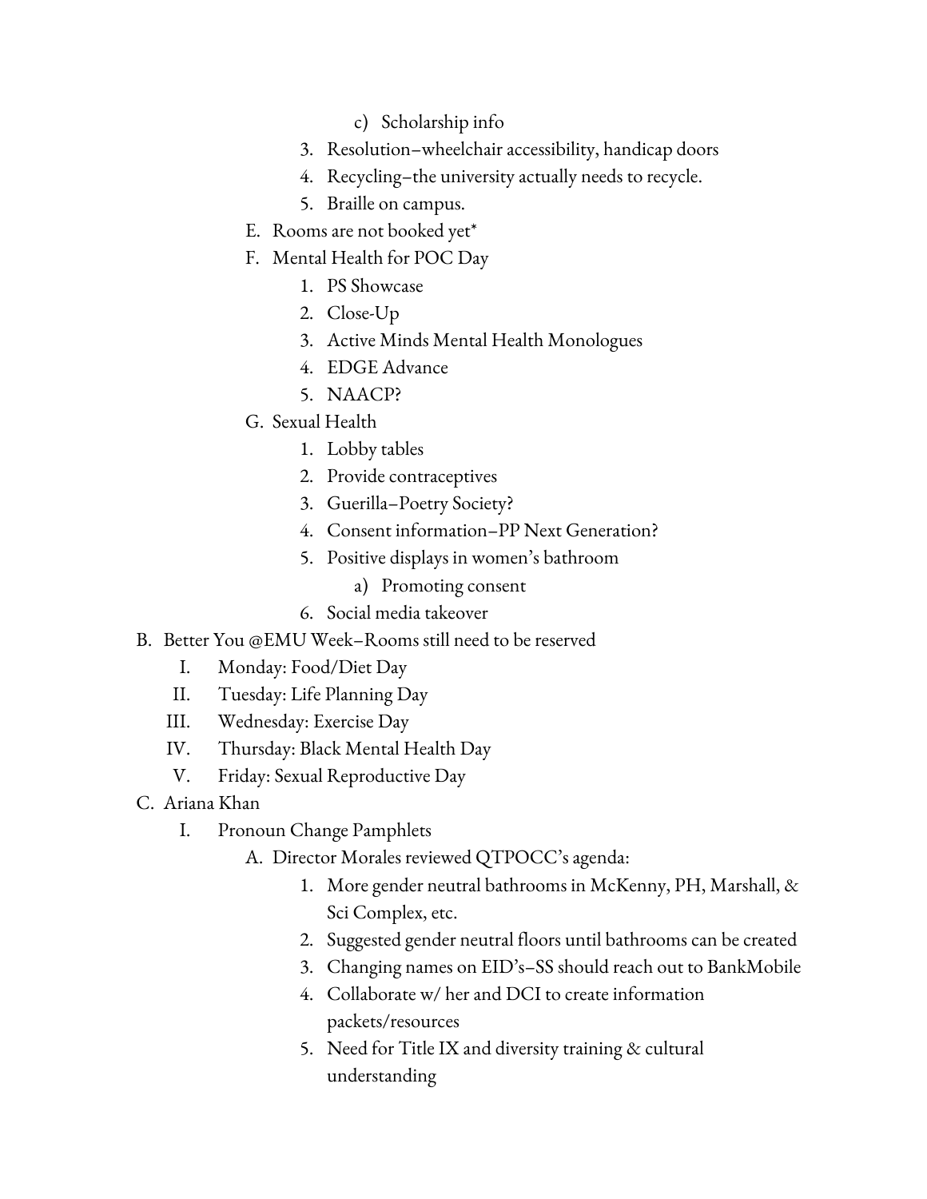c) Scholarship info
        3. Resolution–wheelchair accessibility, handicap doors
        4. Recycling–the university actually needs to recycle.
        5. Braille on campus.
    E. Rooms are not booked yet*
    F. Mental Health for POC Day
        1. PS Showcase
        2. Close-Up
        3. Active Minds Mental Health Monologues
        4. EDGE Advance
        5. NAACP?
    G. Sexual Health
        1. Lobby tables
        2. Provide contraceptives
        3. Guerilla–Poetry Society?
        4. Consent information–PP Next Generation?
        5. Positive displays in women's bathroom
            a) Promoting consent
        6. Social media takeover

B. Better You @EMU Week–Rooms still need to be reserved
    I. Monday: Food/Diet Day
    II. Tuesday: Life Planning Day
    III. Wednesday: Exercise Day
    IV. Thursday: Black Mental Health Day
    V. Friday: Sexual Reproductive Day

C. Ariana Khan
    I. Pronoun Change Pamphlets
        A. Director Morales reviewed QTPOCC's agenda:
            1. More gender neutral bathrooms in McKenny, PH, Marshall, & Sci Complex, etc.
            2. Suggested gender neutral floors until bathrooms can be created
            3. Changing names on EID's–SS should reach out to BankMobile
            4. Collaborate w/ her and DCI to create information packets/resources
            5. Need for Title IX and diversity training & cultural understanding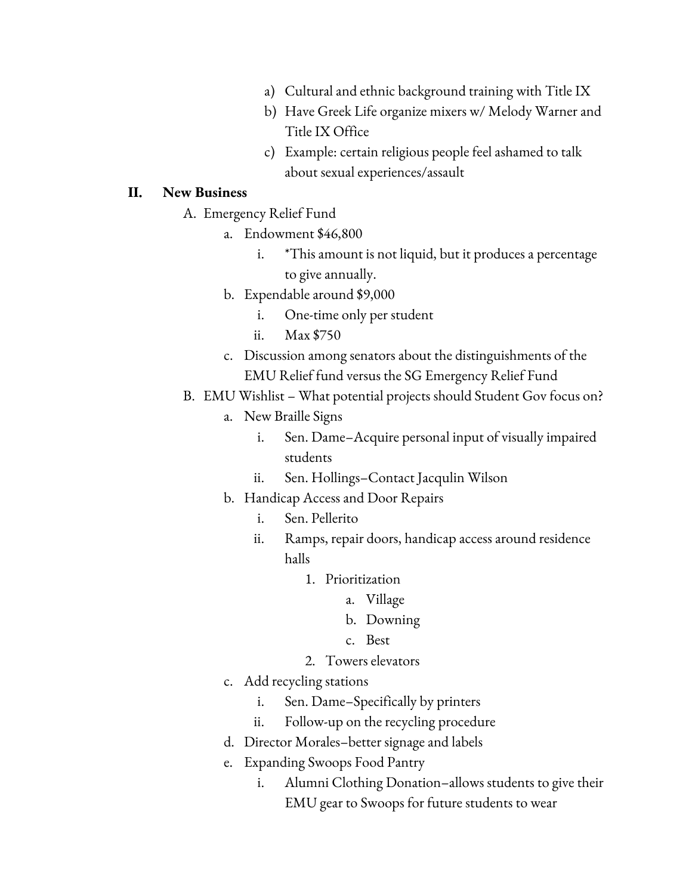a) Cultural and ethnic background training with Title IX
        b) Have Greek Life organize mixers w/ Melody Warner and Title IX Office
        c) Example: certain religious people feel ashamed to talk about sexual experiences/assault

## II. New Business

- A. Emergency Relief Fund
    - a. Endowment $46,800
        - i. *This amount is not liquid, but it produces a percentage to give annually.
    - b. Expendable around $9,000
        - i. One-time only per student
        - ii. Max $750
    - c. Discussion among senators about the distinguishments of the EMU Relief fund versus the SG Emergency Relief Fund
- B. EMU Wishlist – What potential projects should Student Gov focus on?
    - a. New Braille Signs
        - i. Sen. Dame–Acquire personal input of visually impaired students
        - ii. Sen. Hollings–Contact Jacqulin Wilson
    - b. Handicap Access and Door Repairs
        - i. Sen. Pellerito
        - ii. Ramps, repair doors, handicap access around residence halls
            1. Prioritization
                - a. Village
                - b. Downing
                - c. Best
            2. Towers elevators
    - c. Add recycling stations
        - i. Sen. Dame–Specifically by printers
        - ii. Follow-up on the recycling procedure
    - d. Director Morales–better signage and labels
    - e. Expanding Swoops Food Pantry
        - i. Alumni Clothing Donation–allows students to give their EMU gear to Swoops for future students to wear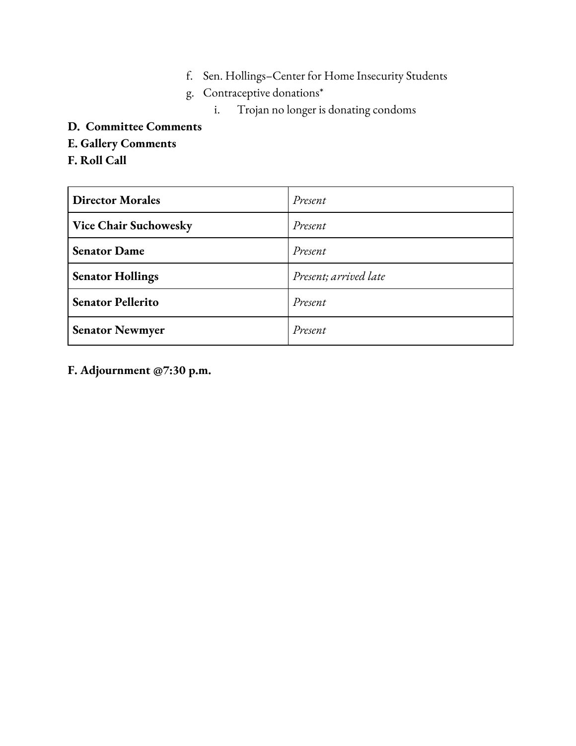f. Sen. Hollings–Center for Home Insecurity Students
g. Contraceptive donations*
    i. Trojan no longer is donating condoms

**D. Committee Comments**

**E. Gallery Comments**

**F. Roll Call**

| | |
|---|---|
| **Director Morales** | *Present* |
| **Vice Chair Suchowesky** | *Present* |
| **Senator Dame** | *Present* |
| **Senator Hollings** | *Present; arrived late* |
| **Senator Pellerito** | *Present* |
| **Senator Newmyer** | *Present* |

**F. Adjournment @7:30 p.m.**